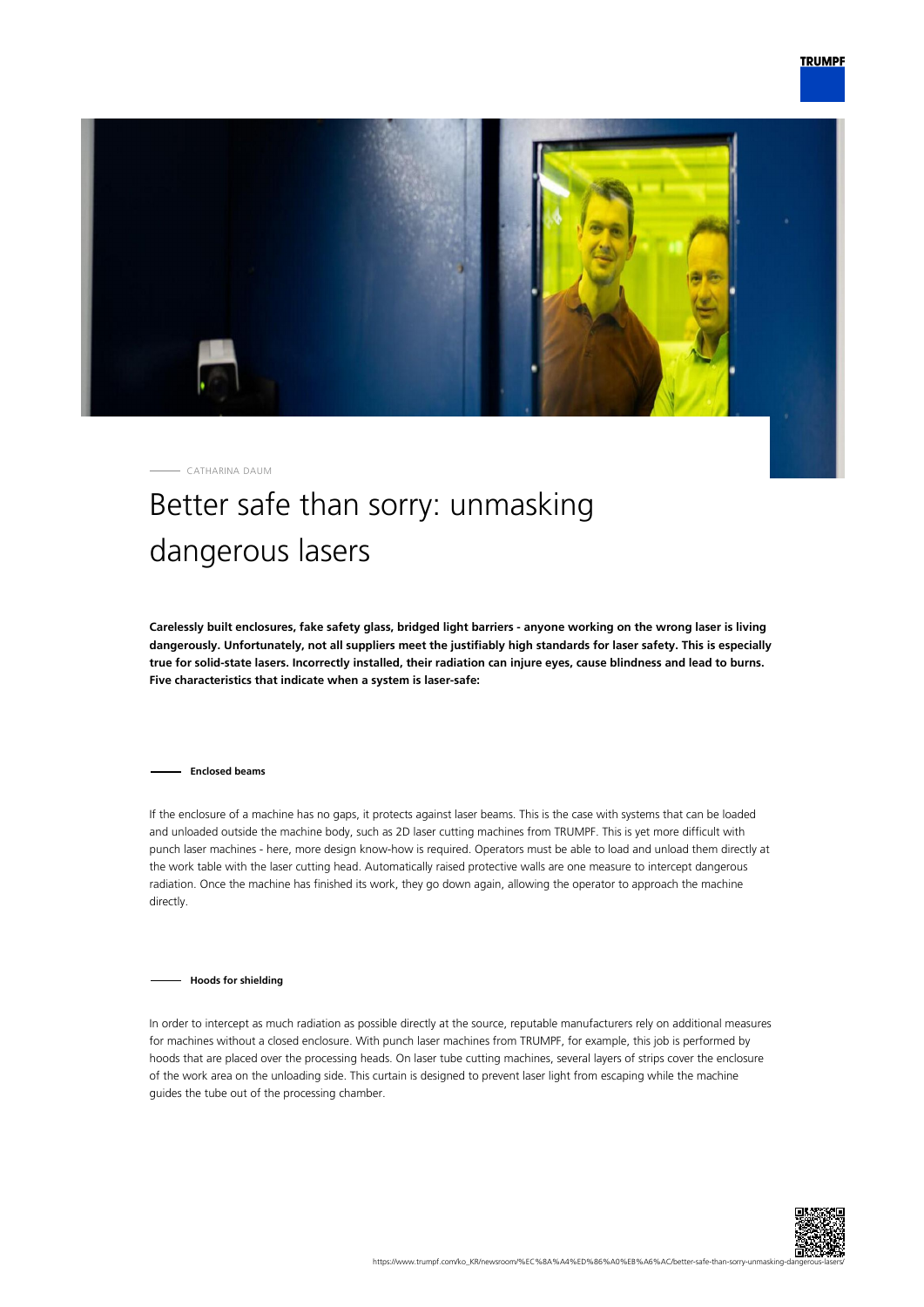CATHARINA DAUM

# Better safe than sorry: unmasking dangerous lasers

**Carelessly built enclosures, fake safety glass, bridged light barriers - anyone working on the wrong laser is living dangerously. Unfortunately, not all suppliers meet the justifiably high standards for laser safety. This is especially true for solid-state lasers. Incorrectly installed, their radiation can injure eyes, cause blindness and lead to burns. Five characteristics that indicate when a system is laser-safe:**

### Enclosed beams

If the enclosure of a machine has no gaps, it protects against laser beams. This is the case with systems that can be loaded and unloaded outside the machine body, such as 2D laser cutting machines from TRUMPF. This is yet more difficult with punch laser machines - here, more design know-how is required. Operators must be able to load and unload them directly at the work table with the laser cutting head. Automatically raised protective walls are one measure to intercept dangerous radiation. Once the machine has finished its work, they go down again, allowing the operator to approach the machine directly.

### Hoods for shielding

In order to intercept as much radiation as possible directly at the source, reputable manufacturers rely on additional measures for machines without a closed enclosure. With punch laser machines from TRUMPF, for example, this job is performed by hoods that are placed over the processing heads. On laser tube cutting machines, several layers of strips cover the enclosure of the work area on the unloading side. This curtain is designed to prevent laser light from escaping while the machine guides the tube out of the processing chamber.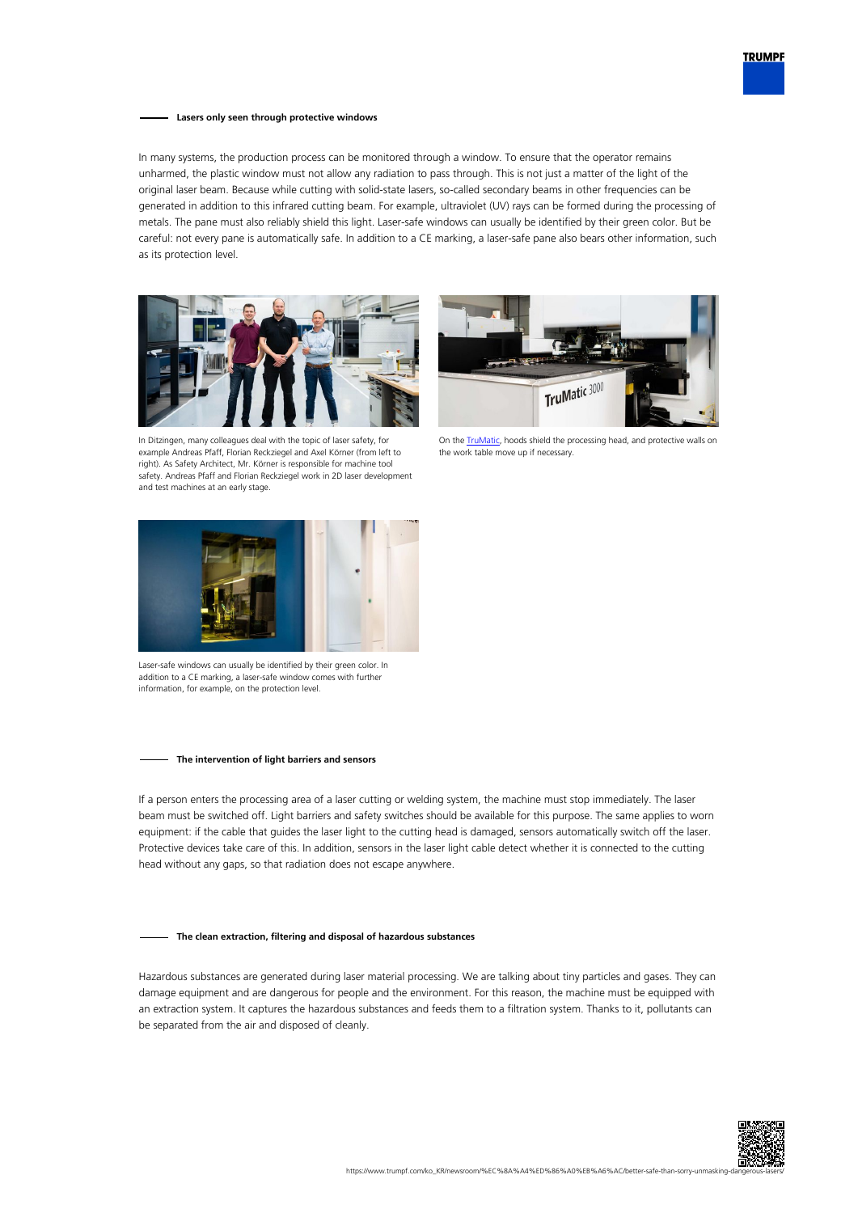### Lasers only seen through protective windows

In many systems, the production process can be monitored through a window. To ensure that the operator remains unharmed, the plastic window must not allow any radiation to pass through. This is not just a matter of the light of the original laser beam. Because while cutting with solid-state lasers, so-called secondary beams in other frequencies can be generated in addition to this infrared cutting beam. For example, ultraviolet (UV) rays can be formed during the processing of metals. The pane must also reliably shield this light. Laser-safe windows can usually be identified by their green color. But be careful: not every pane is automatically safe. In addition to a CE marking, a laser-safe pane also bears other information, such as its protection level.

In Ditzingen, many colleagues deal with the topic of laser safety, for example Andreas Pfaff, Florian Reckziegel and Axel Körner (from left to right). As Safety Architect, Mr. Körner is responsible for machine tool safety. Andreas Pfaff and Florian Reckziegel work in 2D laser development and test machines at an early stage.

On the [TruMatic](), hoods shield the processing head, and protective walls on the work table move up if necessary.

Laser-safe windows can usually be identified by their green color. In addition to a CE marking, a laser-safe window comes with further information, for example, on the protection level.

### The intervention of light barriers and sensors

If a person enters the processing area of a laser cutting or welding system, the machine must stop immediately. The laser beam must be switched off. Light barriers and safety switches should be available for this purpose. The same applies to worn equipment: if the cable that guides the laser light to the cutting head is damaged, sensors automatically switch off the laser. Protective devices take care of this. In addition, sensors in the laser light cable detect whether it is connected to the cutting head without any gaps, so that radiation does not escape anywhere.

### The clean extraction, filtering and disposal of hazardous substances

Hazardous substances are generated during laser material processing. We are talking about tiny particles and gases. They can damage equipment and are dangerous for people and the environment. For this reason, the machine must be equipped with an extraction system. It captures the hazardous substances and feeds them to a filtration system. Thanks to it, pollutants can be separated from the air and disposed of cleanly.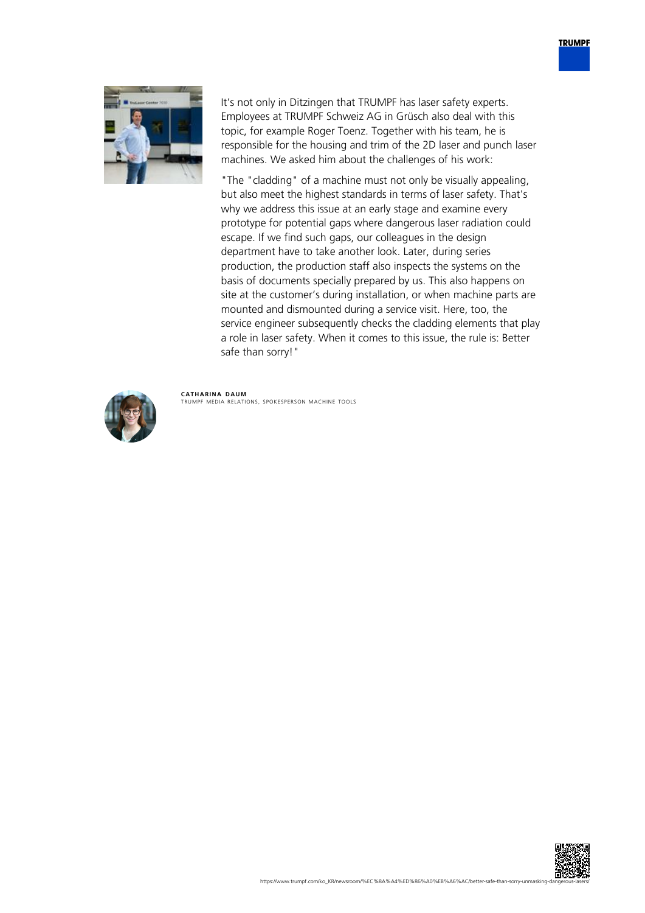It's not only in Ditzingen that TRUMPF has laser safety experts. Employees at TRUMPF Schweiz AG in Grüsch also deal with this topic, for example Roger Toenz. Together with his team, he is responsible for the housing and trim of the 2D laser and punch laser machines. We asked him about the challenges of his work:

"The "cladding" of a machine must not only be visually appealing, but also meet the highest standards in terms of laser safety. That's why we address this issue at an early stage and examine every prototype for potential gaps where dangerous laser radiation could escape. If we find such gaps, our colleagues in the design department have to take another look. Later, during series production, the production staff also inspects the systems on the basis of documents specially prepared by us. This also happens on site at the customer's during installation, or when machine parts are mounted and dismounted during a service visit. Here, too, the service engineer subsequently checks the cladding elements that play a role in laser safety. When it comes to this issue, the rule is: Better safe than sorry!"

**CATHARINA DAUM**
TRUMPF MEDIA RELATIONS, SPOKESPERSON MACHINE TOOLS